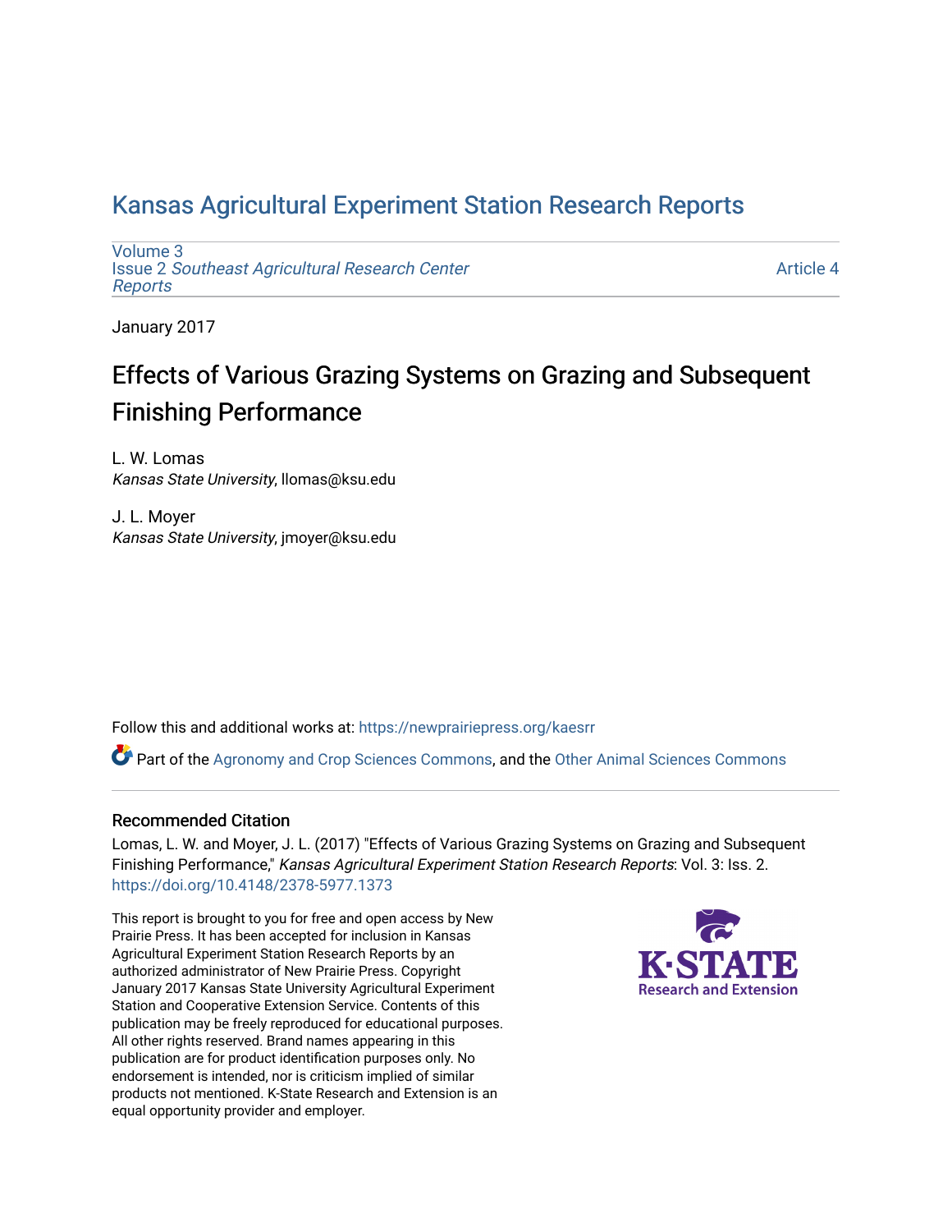# Kansas Agricultural Experiment Station Research Reports

Volume 3
Issue 2 *Southeast Agricultural Research Center Reports*

Article 4

January 2017

## Effects of Various Grazing Systems on Grazing and Subsequent Finishing Performance

L. W. Lomas
*Kansas State University*, llomas@ksu.edu

J. L. Moyer
*Kansas State University*, jmoyer@ksu.edu

Follow this and additional works at: https://newprairiepress.org/kaesrr

Part of the Agronomy and Crop Sciences Commons, and the Other Animal Sciences Commons

### Recommended Citation

Lomas, L. W. and Moyer, J. L. (2017) "Effects of Various Grazing Systems on Grazing and Subsequent Finishing Performance," *Kansas Agricultural Experiment Station Research Reports*: Vol. 3: Iss. 2. https://doi.org/10.4148/2378-5977.1373

This report is brought to you for free and open access by New Prairie Press. It has been accepted for inclusion in Kansas Agricultural Experiment Station Research Reports by an authorized administrator of New Prairie Press. Copyright January 2017 Kansas State University Agricultural Experiment Station and Cooperative Extension Service. Contents of this publication may be freely reproduced for educational purposes. All other rights reserved. Brand names appearing in this publication are for product identification purposes only. No endorsement is intended, nor is criticism implied of similar products not mentioned. K-State Research and Extension is an equal opportunity provider and employer.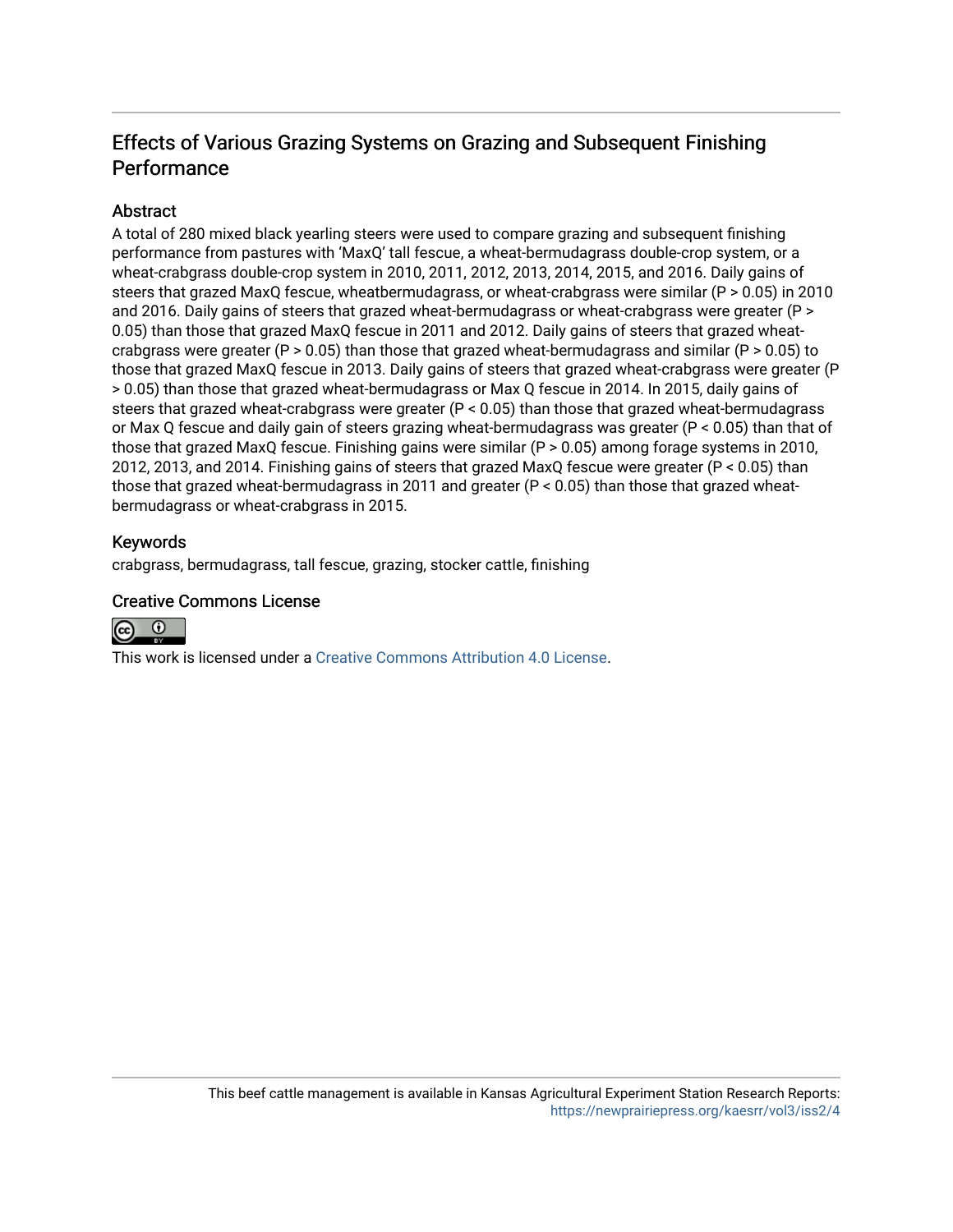# Effects of Various Grazing Systems on Grazing and Subsequent Finishing Performance

## Abstract

A total of 280 mixed black yearling steers were used to compare grazing and subsequent finishing performance from pastures with 'MaxQ' tall fescue, a wheat-bermudagrass double-crop system, or a wheat-crabgrass double-crop system in 2010, 2011, 2012, 2013, 2014, 2015, and 2016. Daily gains of steers that grazed MaxQ fescue, wheatbermudagrass, or wheat-crabgrass were similar ($P > 0.05$) in 2010 and 2016. Daily gains of steers that grazed wheat-bermudagrass or wheat-crabgrass were greater ($P > 0.05$) than those that grazed MaxQ fescue in 2011 and 2012. Daily gains of steers that grazed wheat-crabgrass were greater ($P > 0.05$) than those that grazed wheat-bermudagrass and similar ($P > 0.05$) to those that grazed MaxQ fescue in 2013. Daily gains of steers that grazed wheat-crabgrass were greater ($P > 0.05$) than those that grazed wheat-bermudagrass or Max Q fescue in 2014. In 2015, daily gains of steers that grazed wheat-crabgrass were greater ($P < 0.05$) than those that grazed wheat-bermudagrass or Max Q fescue and daily gain of steers grazing wheat-bermudagrass was greater ($P < 0.05$) than that of those that grazed MaxQ fescue. Finishing gains were similar ($P > 0.05$) among forage systems in 2010, 2012, 2013, and 2014. Finishing gains of steers that grazed MaxQ fescue were greater ($P < 0.05$) than those that grazed wheat-bermudagrass in 2011 and greater ($P < 0.05$) than those that grazed wheat-bermudagrass or wheat-crabgrass in 2015.

## Keywords

crabgrass, bermudagrass, tall fescue, grazing, stocker cattle, finishing

## Creative Commons License

This work is licensed under a Creative Commons Attribution 4.0 License.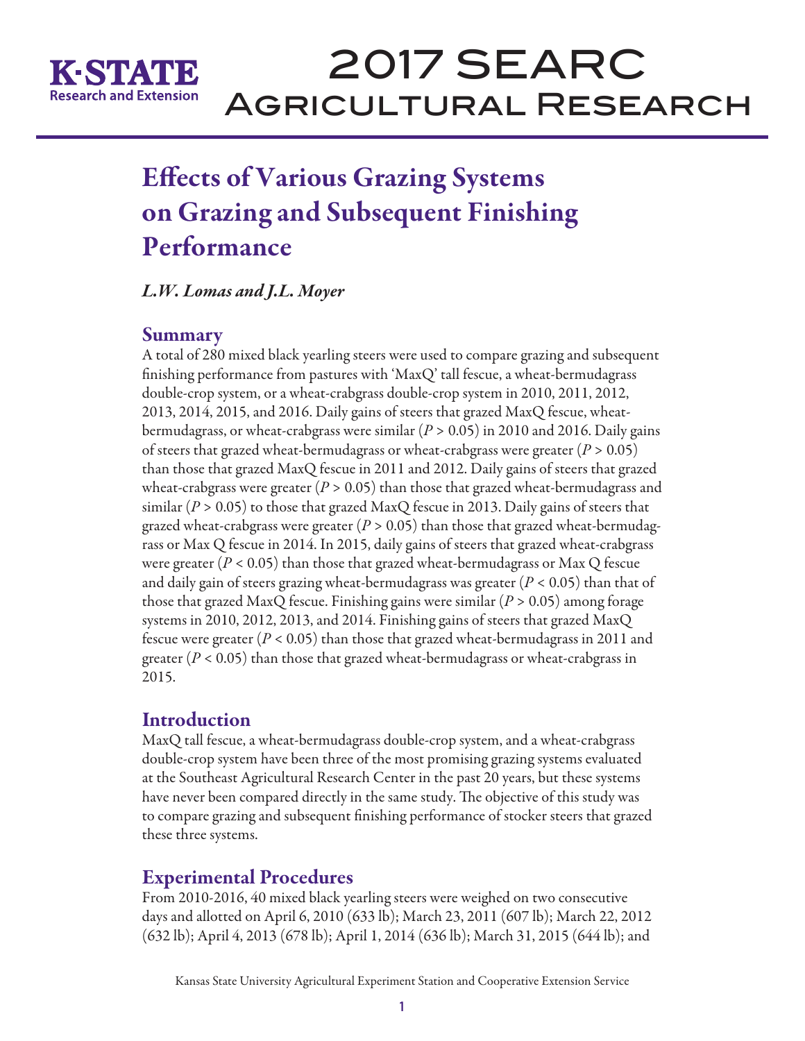# Effects of Various Grazing Systems on Grazing and Subsequent Finishing Performance

*L.W. Lomas and J.L. Moyer*

## Summary

A total of 280 mixed black yearling steers were used to compare grazing and subsequent finishing performance from pastures with 'MaxQ' tall fescue, a wheat-bermudagrass double-crop system, or a wheat-crabgrass double-crop system in 2010, 2011, 2012, 2013, 2014, 2015, and 2016. Daily gains of steers that grazed MaxQ fescue, wheat-bermudagrass, or wheat-crabgrass were similar ($P > 0.05$) in 2010 and 2016. Daily gains of steers that grazed wheat-bermudagrass or wheat-crabgrass were greater ($P > 0.05$) than those that grazed MaxQ fescue in 2011 and 2012. Daily gains of steers that grazed wheat-crabgrass were greater ($P > 0.05$) than those that grazed wheat-bermudagrass and similar ($P > 0.05$) to those that grazed MaxQ fescue in 2013. Daily gains of steers that grazed wheat-crabgrass were greater ($P > 0.05$) than those that grazed wheat-bermudagrass or Max Q fescue in 2014. In 2015, daily gains of steers that grazed wheat-crabgrass were greater ($P < 0.05$) than those that grazed wheat-bermudagrass or Max Q fescue and daily gain of steers grazing wheat-bermudagrass was greater ($P < 0.05$) than that of those that grazed MaxQ fescue. Finishing gains were similar ($P > 0.05$) among forage systems in 2010, 2012, 2013, and 2014. Finishing gains of steers that grazed MaxQ fescue were greater ($P < 0.05$) than those that grazed wheat-bermudagrass in 2011 and greater ($P < 0.05$) than those that grazed wheat-bermudagrass or wheat-crabgrass in 2015.

## Introduction

MaxQ tall fescue, a wheat-bermudagrass double-crop system, and a wheat-crabgrass double-crop system have been three of the most promising grazing systems evaluated at the Southeast Agricultural Research Center in the past 20 years, but these systems have never been compared directly in the same study. The objective of this study was to compare grazing and subsequent finishing performance of stocker steers that grazed these three systems.

## Experimental Procedures

From 2010-2016, 40 mixed black yearling steers were weighed on two consecutive days and allotted on April 6, 2010 (633 lb); March 23, 2011 (607 lb); March 22, 2012 (632 lb); April 4, 2013 (678 lb); April 1, 2014 (636 lb); March 31, 2015 (644 lb); and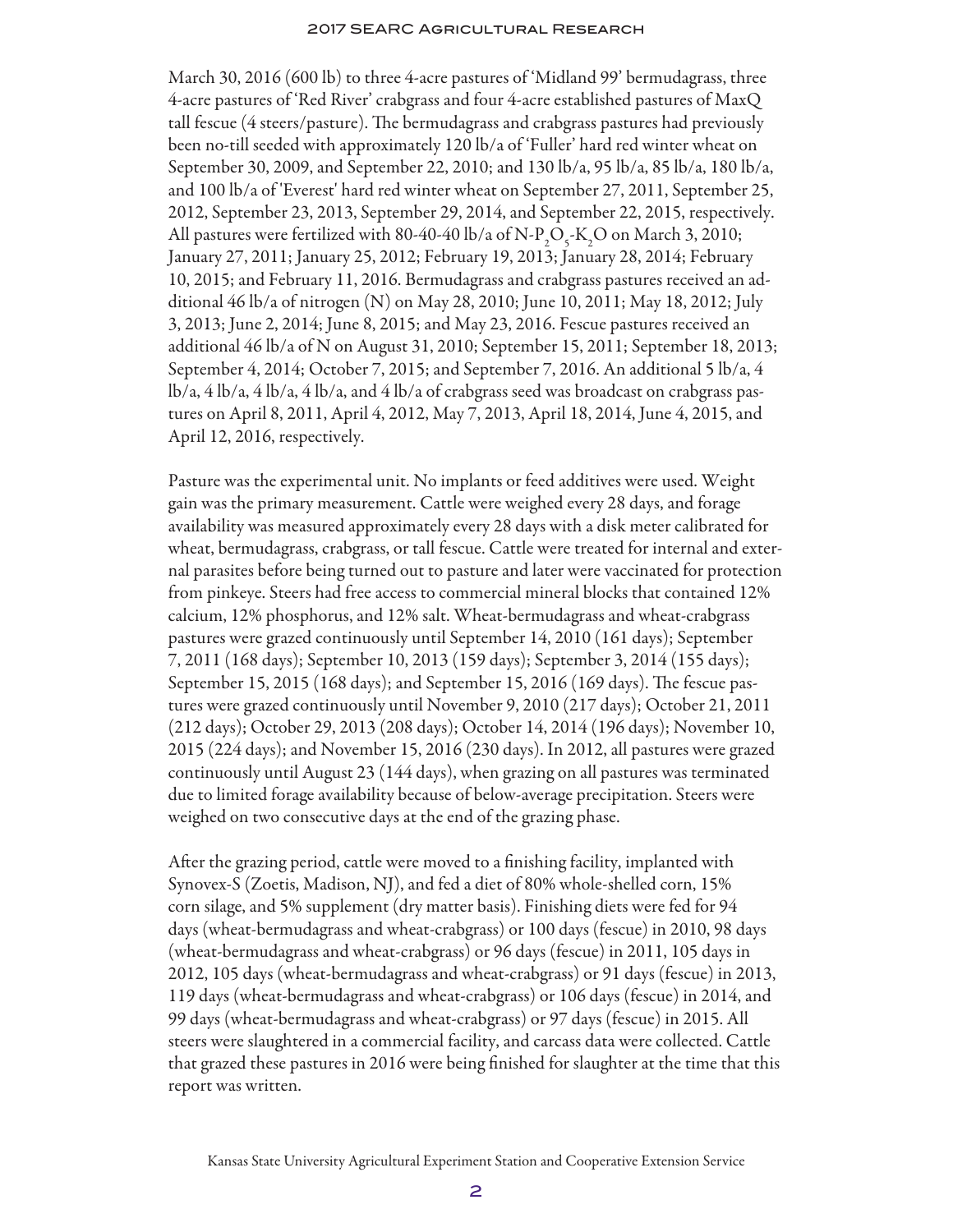March 30, 2016 (600 lb) to three 4-acre pastures of 'Midland 99' bermudagrass, three 4-acre pastures of 'Red River' crabgrass and four 4-acre established pastures of MaxQ tall fescue (4 steers/pasture). The bermudagrass and crabgrass pastures had previously been no-till seeded with approximately 120 lb/a of 'Fuller' hard red winter wheat on September 30, 2009, and September 22, 2010; and 130 lb/a, 95 lb/a, 85 lb/a, 180 lb/a, and 100 lb/a of 'Everest' hard red winter wheat on September 27, 2011, September 25, 2012, September 23, 2013, September 29, 2014, and September 22, 2015, respectively. All pastures were fertilized with 80-40-40 lb/a of N-$P_2O_5$-$K_2O$ on March 3, 2010; January 27, 2011; January 25, 2012; February 19, 2013; January 28, 2014; February 10, 2015; and February 11, 2016. Bermudagrass and crabgrass pastures received an additional 46 lb/a of nitrogen (N) on May 28, 2010; June 10, 2011; May 18, 2012; July 3, 2013; June 2, 2014; June 8, 2015; and May 23, 2016. Fescue pastures received an additional 46 lb/a of N on August 31, 2010; September 15, 2011; September 18, 2013; September 4, 2014; October 7, 2015; and September 7, 2016. An additional 5 lb/a, 4 lb/a, 4 lb/a, 4 lb/a, 4 lb/a, and 4 lb/a of crabgrass seed was broadcast on crabgrass pastures on April 8, 2011, April 4, 2012, May 7, 2013, April 18, 2014, June 4, 2015, and April 12, 2016, respectively.

Pasture was the experimental unit. No implants or feed additives were used. Weight gain was the primary measurement. Cattle were weighed every 28 days, and forage availability was measured approximately every 28 days with a disk meter calibrated for wheat, bermudagrass, crabgrass, or tall fescue. Cattle were treated for internal and external parasites before being turned out to pasture and later were vaccinated for protection from pinkeye. Steers had free access to commercial mineral blocks that contained 12% calcium, 12% phosphorus, and 12% salt. Wheat-bermudagrass and wheat-crabgrass pastures were grazed continuously until September 14, 2010 (161 days); September 7, 2011 (168 days); September 10, 2013 (159 days); September 3, 2014 (155 days); September 15, 2015 (168 days); and September 15, 2016 (169 days). The fescue pastures were grazed continuously until November 9, 2010 (217 days); October 21, 2011 (212 days); October 29, 2013 (208 days); October 14, 2014 (196 days); November 10, 2015 (224 days); and November 15, 2016 (230 days). In 2012, all pastures were grazed continuously until August 23 (144 days), when grazing on all pastures was terminated due to limited forage availability because of below-average precipitation. Steers were weighed on two consecutive days at the end of the grazing phase.

After the grazing period, cattle were moved to a finishing facility, implanted with Synovex-S (Zoetis, Madison, NJ), and fed a diet of 80% whole-shelled corn, 15% corn silage, and 5% supplement (dry matter basis). Finishing diets were fed for 94 days (wheat-bermudagrass and wheat-crabgrass) or 100 days (fescue) in 2010, 98 days (wheat-bermudagrass and wheat-crabgrass) or 96 days (fescue) in 2011, 105 days in 2012, 105 days (wheat-bermudagrass and wheat-crabgrass) or 91 days (fescue) in 2013, 119 days (wheat-bermudagrass and wheat-crabgrass) or 106 days (fescue) in 2014, and 99 days (wheat-bermudagrass and wheat-crabgrass) or 97 days (fescue) in 2015. All steers were slaughtered in a commercial facility, and carcass data were collected. Cattle that grazed these pastures in 2016 were being finished for slaughter at the time that this report was written.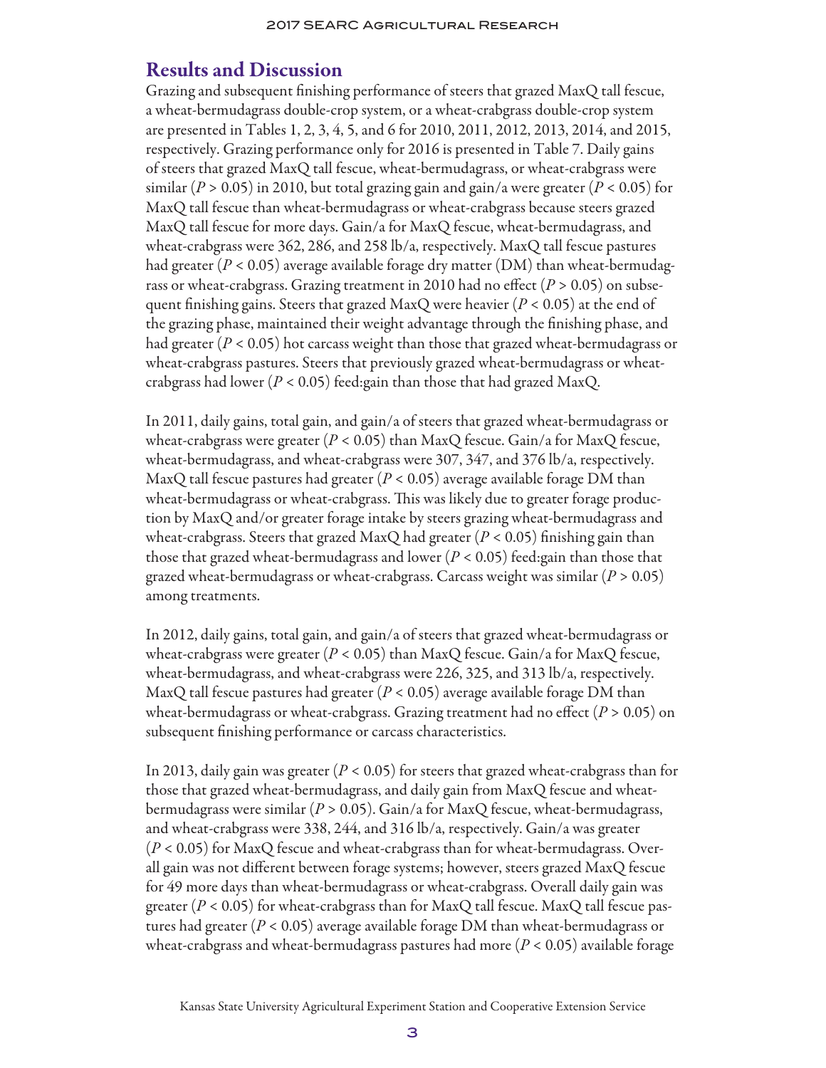## Results and Discussion

Grazing and subsequent finishing performance of steers that grazed MaxQ tall fescue, a wheat-bermudagrass double-crop system, or a wheat-crabgrass double-crop system are presented in Tables 1, 2, 3, 4, 5, and 6 for 2010, 2011, 2012, 2013, 2014, and 2015, respectively. Grazing performance only for 2016 is presented in Table 7. Daily gains of steers that grazed MaxQ tall fescue, wheat-bermudagrass, or wheat-crabgrass were similar ($P > 0.05$) in 2010, but total grazing gain and gain/a were greater ($P < 0.05$) for MaxQ tall fescue than wheat-bermudagrass or wheat-crabgrass because steers grazed MaxQ tall fescue for more days. Gain/a for MaxQ fescue, wheat-bermudagrass, and wheat-crabgrass were 362, 286, and 258 lb/a, respectively. MaxQ tall fescue pastures had greater ($P < 0.05$) average available forage dry matter (DM) than wheat-bermudagrass or wheat-crabgrass. Grazing treatment in 2010 had no effect ($P > 0.05$) on subsequent finishing gains. Steers that grazed MaxQ were heavier ($P < 0.05$) at the end of the grazing phase, maintained their weight advantage through the finishing phase, and had greater ($P < 0.05$) hot carcass weight than those that grazed wheat-bermudagrass or wheat-crabgrass pastures. Steers that previously grazed wheat-bermudagrass or wheat-crabgrass had lower ($P < 0.05$) feed:gain than those that had grazed MaxQ.

In 2011, daily gains, total gain, and gain/a of steers that grazed wheat-bermudagrass or wheat-crabgrass were greater ($P < 0.05$) than MaxQ fescue. Gain/a for MaxQ fescue, wheat-bermudagrass, and wheat-crabgrass were 307, 347, and 376 lb/a, respectively. MaxQ tall fescue pastures had greater ($P < 0.05$) average available forage DM than wheat-bermudagrass or wheat-crabgrass. This was likely due to greater forage production by MaxQ and/or greater forage intake by steers grazing wheat-bermudagrass and wheat-crabgrass. Steers that grazed MaxQ had greater ($P < 0.05$) finishing gain than those that grazed wheat-bermudagrass and lower ($P < 0.05$) feed:gain than those that grazed wheat-bermudagrass or wheat-crabgrass. Carcass weight was similar ($P > 0.05$) among treatments.

In 2012, daily gains, total gain, and gain/a of steers that grazed wheat-bermudagrass or wheat-crabgrass were greater ($P < 0.05$) than MaxQ fescue. Gain/a for MaxQ fescue, wheat-bermudagrass, and wheat-crabgrass were 226, 325, and 313 lb/a, respectively. MaxQ tall fescue pastures had greater ($P < 0.05$) average available forage DM than wheat-bermudagrass or wheat-crabgrass. Grazing treatment had no effect ($P > 0.05$) on subsequent finishing performance or carcass characteristics.

In 2013, daily gain was greater ($P < 0.05$) for steers that grazed wheat-crabgrass than for those that grazed wheat-bermudagrass, and daily gain from MaxQ fescue and wheat-bermudagrass were similar ($P > 0.05$). Gain/a for MaxQ fescue, wheat-bermudagrass, and wheat-crabgrass were 338, 244, and 316 lb/a, respectively. Gain/a was greater ($P < 0.05$) for MaxQ fescue and wheat-crabgrass than for wheat-bermudagrass. Overall gain was not different between forage systems; however, steers grazed MaxQ fescue for 49 more days than wheat-bermudagrass or wheat-crabgrass. Overall daily gain was greater ($P < 0.05$) for wheat-crabgrass than for MaxQ tall fescue. MaxQ tall fescue pastures had greater ($P < 0.05$) average available forage DM than wheat-bermudagrass or wheat-crabgrass and wheat-bermudagrass pastures had more ($P < 0.05$) available forage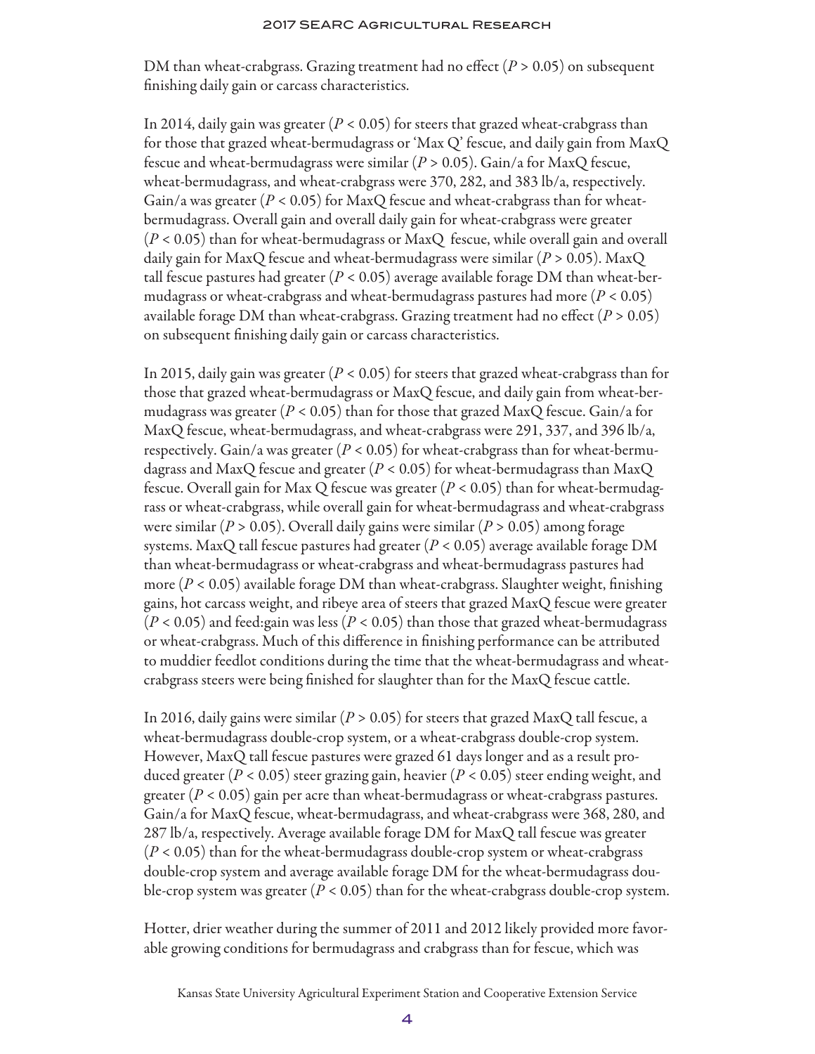DM than wheat-crabgrass. Grazing treatment had no effect ($P > 0.05$) on subsequent finishing daily gain or carcass characteristics.

In 2014, daily gain was greater ($P < 0.05$) for steers that grazed wheat-crabgrass than for those that grazed wheat-bermudagrass or 'Max Q' fescue, and daily gain from MaxQ fescue and wheat-bermudagrass were similar ($P > 0.05$). Gain/a for MaxQ fescue, wheat-bermudagrass, and wheat-crabgrass were 370, 282, and 383 lb/a, respectively. Gain/a was greater ($P < 0.05$) for MaxQ fescue and wheat-crabgrass than for wheat-bermudagrass. Overall gain and overall daily gain for wheat-crabgrass were greater ($P < 0.05$) than for wheat-bermudagrass or MaxQ fescue, while overall gain and overall daily gain for MaxQ fescue and wheat-bermudagrass were similar ($P > 0.05$). MaxQ tall fescue pastures had greater ($P < 0.05$) average available forage DM than wheat-bermudagrass or wheat-crabgrass and wheat-bermudagrass pastures had more ($P < 0.05$) available forage DM than wheat-crabgrass. Grazing treatment had no effect ($P > 0.05$) on subsequent finishing daily gain or carcass characteristics.

In 2015, daily gain was greater ($P < 0.05$) for steers that grazed wheat-crabgrass than for those that grazed wheat-bermudagrass or MaxQ fescue, and daily gain from wheat-bermudagrass was greater ($P < 0.05$) than for those that grazed MaxQ fescue. Gain/a for MaxQ fescue, wheat-bermudagrass, and wheat-crabgrass were 291, 337, and 396 lb/a, respectively. Gain/a was greater ($P < 0.05$) for wheat-crabgrass than for wheat-bermudagrass and MaxQ fescue and greater ($P < 0.05$) for wheat-bermudagrass than MaxQ fescue. Overall gain for Max Q fescue was greater ($P < 0.05$) than for wheat-bermudagrass or wheat-crabgrass, while overall gain for wheat-bermudagrass and wheat-crabgrass were similar ($P > 0.05$). Overall daily gains were similar ($P > 0.05$) among forage systems. MaxQ tall fescue pastures had greater ($P < 0.05$) average available forage DM than wheat-bermudagrass or wheat-crabgrass and wheat-bermudagrass pastures had more ($P < 0.05$) available forage DM than wheat-crabgrass. Slaughter weight, finishing gains, hot carcass weight, and ribeye area of steers that grazed MaxQ fescue were greater ($P < 0.05$) and feed:gain was less ($P < 0.05$) than those that grazed wheat-bermudagrass or wheat-crabgrass. Much of this difference in finishing performance can be attributed to muddier feedlot conditions during the time that the wheat-bermudagrass and wheat-crabgrass steers were being finished for slaughter than for the MaxQ fescue cattle.

In 2016, daily gains were similar ($P > 0.05$) for steers that grazed MaxQ tall fescue, a wheat-bermudagrass double-crop system, or a wheat-crabgrass double-crop system. However, MaxQ tall fescue pastures were grazed 61 days longer and as a result produced greater ($P < 0.05$) steer grazing gain, heavier ($P < 0.05$) steer ending weight, and greater ($P < 0.05$) gain per acre than wheat-bermudagrass or wheat-crabgrass pastures. Gain/a for MaxQ fescue, wheat-bermudagrass, and wheat-crabgrass were 368, 280, and 287 lb/a, respectively. Average available forage DM for MaxQ tall fescue was greater ($P < 0.05$) than for the wheat-bermudagrass double-crop system or wheat-crabgrass double-crop system and average available forage DM for the wheat-bermudagrass double-crop system was greater ($P < 0.05$) than for the wheat-crabgrass double-crop system.

Hotter, drier weather during the summer of 2011 and 2012 likely provided more favorable growing conditions for bermudagrass and crabgrass than for fescue, which was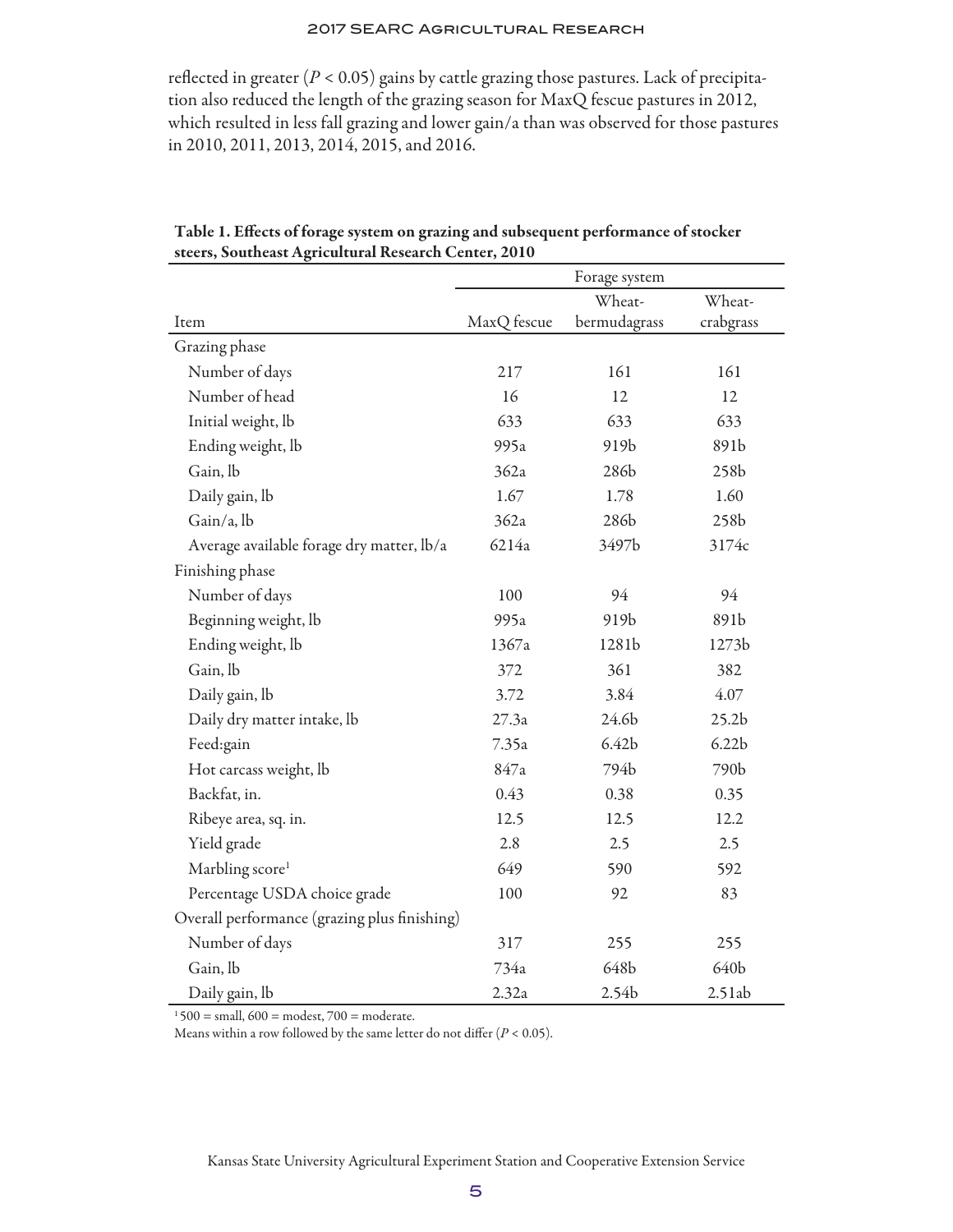reflected in greater ($P < 0.05$) gains by cattle grazing those pastures. Lack of precipitation also reduced the length of the grazing season for MaxQ fescue pastures in 2012, which resulted in less fall grazing and lower gain/a than was observed for those pastures in 2010, 2011, 2013, 2014, 2015, and 2016.

**Table 1. Effects of forage system on grazing and subsequent performance of stocker steers, Southeast Agricultural Research Center, 2010**

| | Forage system | | |
|---|---|---|---|
| Item | MaxQ fescue | Wheat-bermudagrass | Wheat-crabgrass |
| Grazing phase | | | |
| Number of days | 217 | 161 | 161 |
| Number of head | 16 | 12 | 12 |
| Initial weight, lb | 633 | 633 | 633 |
| Ending weight, lb | 995a | 919b | 891b |
| Gain, lb | 362a | 286b | 258b |
| Daily gain, lb | 1.67 | 1.78 | 1.60 |
| Gain/a, lb | 362a | 286b | 258b |
| Average available forage dry matter, lb/a | 6214a | 3497b | 3174c |
| Finishing phase | | | |
| Number of days | 100 | 94 | 94 |
| Beginning weight, lb | 995a | 919b | 891b |
| Ending weight, lb | 1367a | 1281b | 1273b |
| Gain, lb | 372 | 361 | 382 |
| Daily gain, lb | 3.72 | 3.84 | 4.07 |
| Daily dry matter intake, lb | 27.3a | 24.6b | 25.2b |
| Feed:gain | 7.35a | 6.42b | 6.22b |
| Hot carcass weight, lb | 847a | 794b | 790b |
| Backfat, in. | 0.43 | 0.38 | 0.35 |
| Ribeye area, sq. in. | 12.5 | 12.5 | 12.2 |
| Yield grade | 2.8 | 2.5 | 2.5 |
| Marbling score[1] | 649 | 590 | 592 |
| Percentage USDA choice grade | 100 | 92 | 83 |
| Overall performance (grazing plus finishing) | | | |
| Number of days | 317 | 255 | 255 |
| Gain, lb | 734a | 648b | 640b |
| Daily gain, lb | 2.32a | 2.54b | 2.51ab |

[1] 500 = small, 600 = modest, 700 = moderate.

Means within a row followed by the same letter do not differ ($P < 0.05$).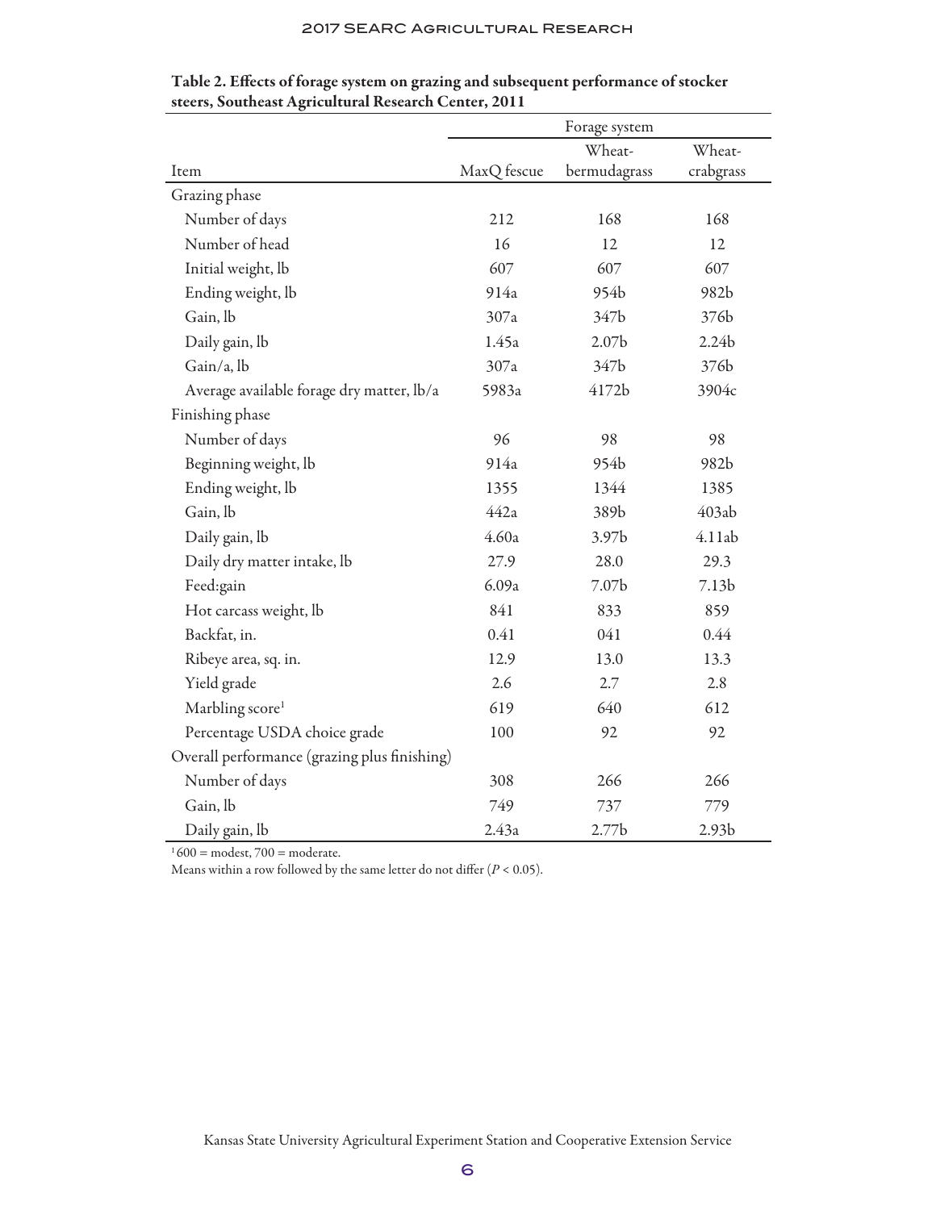**Table 2. Effects of forage system on grazing and subsequent performance of stocker steers, Southeast Agricultural Research Center, 2011**

| | Forage system | | |
|---|---|---|---|
| Item | MaxQ fescue | Wheat-bermudagrass | Wheat-crabgrass |
| Grazing phase | | | |
| Number of days | 212 | 168 | 168 |
| Number of head | 16 | 12 | 12 |
| Initial weight, lb | 607 | 607 | 607 |
| Ending weight, lb | 914a | 954b | 982b |
| Gain, lb | 307a | 347b | 376b |
| Daily gain, lb | 1.45a | 2.07b | 2.24b |
| Gain/a, lb | 307a | 347b | 376b |
| Average available forage dry matter, lb/a | 5983a | 4172b | 3904c |
| Finishing phase | | | |
| Number of days | 96 | 98 | 98 |
| Beginning weight, lb | 914a | 954b | 982b |
| Ending weight, lb | 1355 | 1344 | 1385 |
| Gain, lb | 442a | 389b | 403ab |
| Daily gain, lb | 4.60a | 3.97b | 4.11ab |
| Daily dry matter intake, lb | 27.9 | 28.0 | 29.3 |
| Feed:gain | 6.09a | 7.07b | 7.13b |
| Hot carcass weight, lb | 841 | 833 | 859 |
| Backfat, in. | 0.41 | 041 | 0.44 |
| Ribeye area, sq. in. | 12.9 | 13.0 | 13.3 |
| Yield grade | 2.6 | 2.7 | 2.8 |
| Marbling score[1] | 619 | 640 | 612 |
| Percentage USDA choice grade | 100 | 92 | 92 |
| Overall performance (grazing plus finishing) | | | |
| Number of days | 308 | 266 | 266 |
| Gain, lb | 749 | 737 | 779 |
| Daily gain, lb | 2.43a | 2.77b | 2.93b |

[1] 600 = modest, 700 = moderate.

Means within a row followed by the same letter do not differ ($P < 0.05$).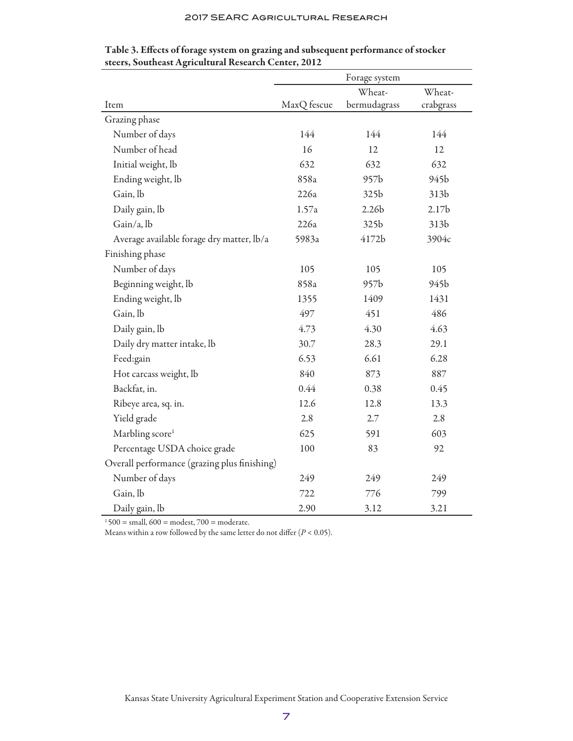**Table 3. Effects of forage system on grazing and subsequent performance of stocker steers, Southeast Agricultural Research Center, 2012**

| | Forage system | | |
|---|---|---|---|
| Item | MaxQ fescue | Wheat-bermudagrass | Wheat-crabgrass |
| Grazing phase | | | |
| Number of days | 144 | 144 | 144 |
| Number of head | 16 | 12 | 12 |
| Initial weight, lb | 632 | 632 | 632 |
| Ending weight, lb | 858a | 957b | 945b |
| Gain, lb | 226a | 325b | 313b |
| Daily gain, lb | 1.57a | 2.26b | 2.17b |
| Gain/a, lb | 226a | 325b | 313b |
| Average available forage dry matter, lb/a | 5983a | 4172b | 3904c |
| Finishing phase | | | |
| Number of days | 105 | 105 | 105 |
| Beginning weight, lb | 858a | 957b | 945b |
| Ending weight, lb | 1355 | 1409 | 1431 |
| Gain, lb | 497 | 451 | 486 |
| Daily gain, lb | 4.73 | 4.30 | 4.63 |
| Daily dry matter intake, lb | 30.7 | 28.3 | 29.1 |
| Feed:gain | 6.53 | 6.61 | 6.28 |
| Hot carcass weight, lb | 840 | 873 | 887 |
| Backfat, in. | 0.44 | 0.38 | 0.45 |
| Ribeye area, sq. in. | 12.6 | 12.8 | 13.3 |
| Yield grade | 2.8 | 2.7 | 2.8 |
| Marbling score[1] | 625 | 591 | 603 |
| Percentage USDA choice grade | 100 | 83 | 92 |
| Overall performance (grazing plus finishing) | | | |
| Number of days | 249 | 249 | 249 |
| Gain, lb | 722 | 776 | 799 |
| Daily gain, lb | 2.90 | 3.12 | 3.21 |

[1] 500 = small, 600 = modest, 700 = moderate.

Means within a row followed by the same letter do not differ ($P < 0.05$).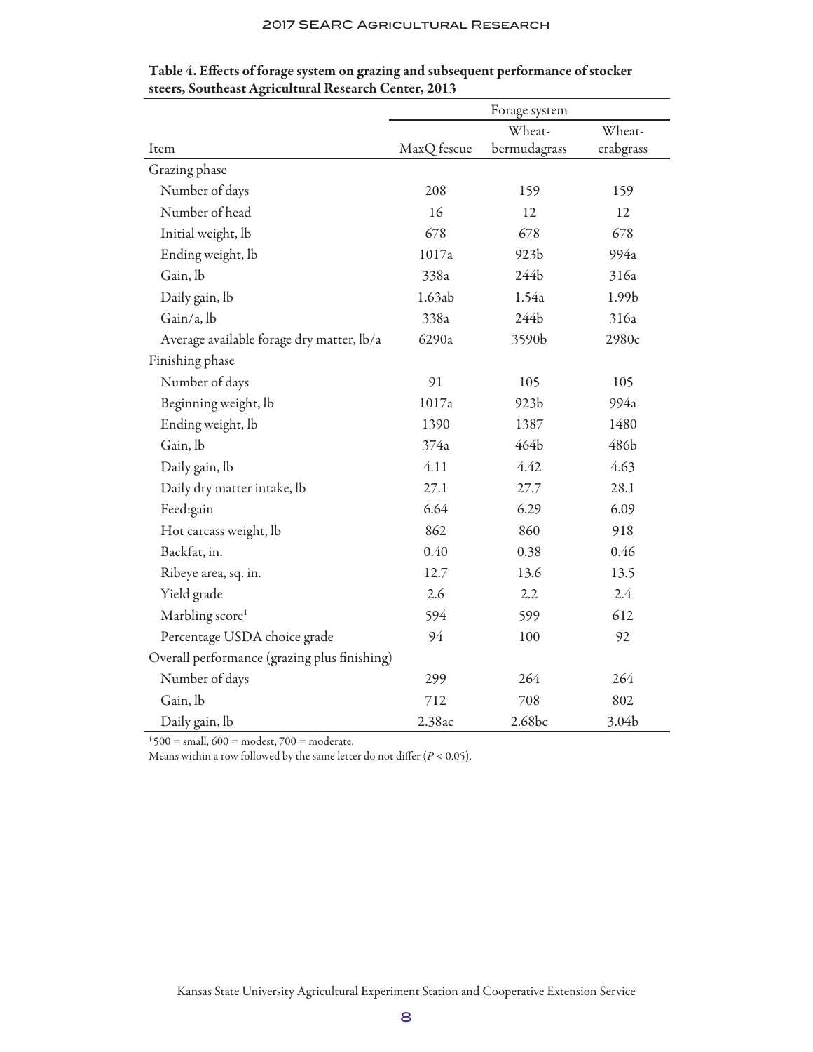Table 4. Effects of forage system on grazing and subsequent performance of stocker steers, Southeast Agricultural Research Center, 2013

| | Forage system | | |
|---|---|---|---|
| Item | MaxQ fescue | Wheat-bermudagrass | Wheat-crabgrass |
| Grazing phase | | | |
| Number of days | 208 | 159 | 159 |
| Number of head | 16 | 12 | 12 |
| Initial weight, lb | 678 | 678 | 678 |
| Ending weight, lb | 1017a | 923b | 994a |
| Gain, lb | 338a | 244b | 316a |
| Daily gain, lb | 1.63ab | 1.54a | 1.99b |
| Gain/a, lb | 338a | 244b | 316a |
| Average available forage dry matter, lb/a | 6290a | 3590b | 2980c |
| Finishing phase | | | |
| Number of days | 91 | 105 | 105 |
| Beginning weight, lb | 1017a | 923b | 994a |
| Ending weight, lb | 1390 | 1387 | 1480 |
| Gain, lb | 374a | 464b | 486b |
| Daily gain, lb | 4.11 | 4.42 | 4.63 |
| Daily dry matter intake, lb | 27.1 | 27.7 | 28.1 |
| Feed:gain | 6.64 | 6.29 | 6.09 |
| Hot carcass weight, lb | 862 | 860 | 918 |
| Backfat, in. | 0.40 | 0.38 | 0.46 |
| Ribeye area, sq. in. | 12.7 | 13.6 | 13.5 |
| Yield grade | 2.6 | 2.2 | 2.4 |
| Marbling score[1] | 594 | 599 | 612 |
| Percentage USDA choice grade | 94 | 100 | 92 |
| Overall performance (grazing plus finishing) | | | |
| Number of days | 299 | 264 | 264 |
| Gain, lb | 712 | 708 | 802 |
| Daily gain, lb | 2.38ac | 2.68bc | 3.04b |

[1] 500 = small, 600 = modest, 700 = moderate.

Means within a row followed by the same letter do not differ ($P < 0.05$).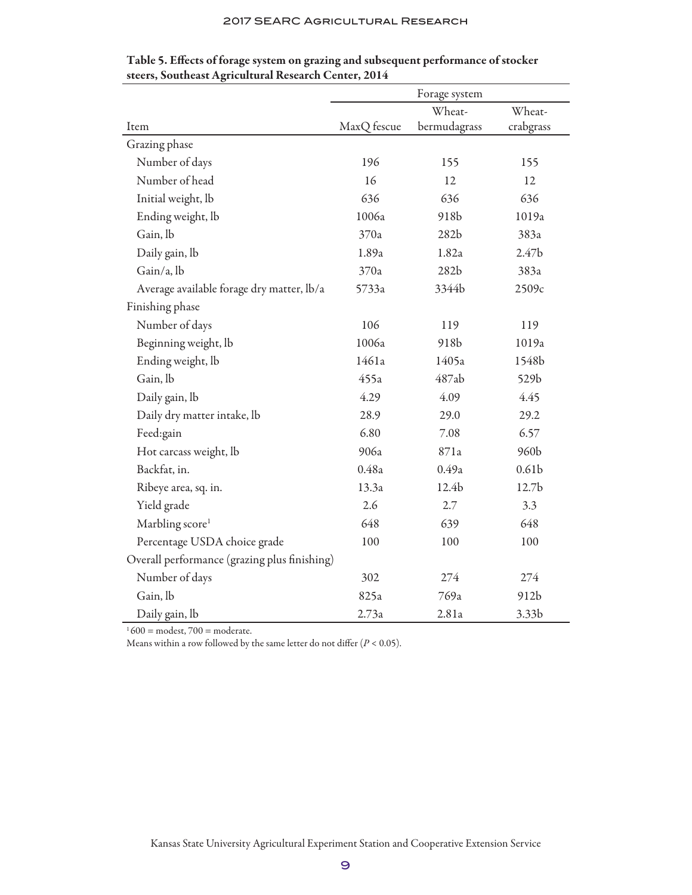**Table 5. Effects of forage system on grazing and subsequent performance of stocker steers, Southeast Agricultural Research Center, 2014**

| | Forage system | | |
|---|---|---|---|
| Item | MaxQ fescue | Wheat-bermudagrass | Wheat-crabgrass |
| Grazing phase | | | |
| Number of days | 196 | 155 | 155 |
| Number of head | 16 | 12 | 12 |
| Initial weight, lb | 636 | 636 | 636 |
| Ending weight, lb | 1006a | 918b | 1019a |
| Gain, lb | 370a | 282b | 383a |
| Daily gain, lb | 1.89a | 1.82a | 2.47b |
| Gain/a, lb | 370a | 282b | 383a |
| Average available forage dry matter, lb/a | 5733a | 3344b | 2509c |
| Finishing phase | | | |
| Number of days | 106 | 119 | 119 |
| Beginning weight, lb | 1006a | 918b | 1019a |
| Ending weight, lb | 1461a | 1405a | 1548b |
| Gain, lb | 455a | 487ab | 529b |
| Daily gain, lb | 4.29 | 4.09 | 4.45 |
| Daily dry matter intake, lb | 28.9 | 29.0 | 29.2 |
| Feed:gain | 6.80 | 7.08 | 6.57 |
| Hot carcass weight, lb | 906a | 871a | 960b |
| Backfat, in. | 0.48a | 0.49a | 0.61b |
| Ribeye area, sq. in. | 13.3a | 12.4b | 12.7b |
| Yield grade | 2.6 | 2.7 | 3.3 |
| Marbling score[1] | 648 | 639 | 648 |
| Percentage USDA choice grade | 100 | 100 | 100 |
| Overall performance (grazing plus finishing) | | | |
| Number of days | 302 | 274 | 274 |
| Gain, lb | 825a | 769a | 912b |
| Daily gain, lb | 2.73a | 2.81a | 3.33b |

[1] 600 = modest, 700 = moderate.

Means within a row followed by the same letter do not differ ($P < 0.05$).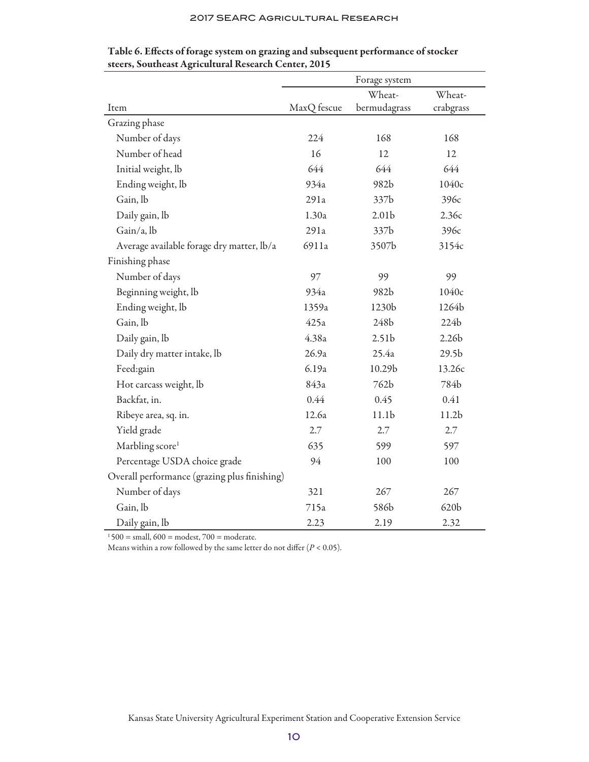**Table 6. Effects of forage system on grazing and subsequent performance of stocker steers, Southeast Agricultural Research Center, 2015**

| | Forage system | | |
|---|---|---|---|
| Item | MaxQ fescue | Wheat-bermudagrass | Wheat-crabgrass |
| Grazing phase | | | |
| Number of days | 224 | 168 | 168 |
| Number of head | 16 | 12 | 12 |
| Initial weight, lb | 644 | 644 | 644 |
| Ending weight, lb | 934a | 982b | 1040c |
| Gain, lb | 291a | 337b | 396c |
| Daily gain, lb | 1.30a | 2.01b | 2.36c |
| Gain/a, lb | 291a | 337b | 396c |
| Average available forage dry matter, lb/a | 6911a | 3507b | 3154c |
| Finishing phase | | | |
| Number of days | 97 | 99 | 99 |
| Beginning weight, lb | 934a | 982b | 1040c |
| Ending weight, lb | 1359a | 1230b | 1264b |
| Gain, lb | 425a | 248b | 224b |
| Daily gain, lb | 4.38a | 2.51b | 2.26b |
| Daily dry matter intake, lb | 26.9a | 25.4a | 29.5b |
| Feed:gain | 6.19a | 10.29b | 13.26c |
| Hot carcass weight, lb | 843a | 762b | 784b |
| Backfat, in. | 0.44 | 0.45 | 0.41 |
| Ribeye area, sq. in. | 12.6a | 11.1b | 11.2b |
| Yield grade | 2.7 | 2.7 | 2.7 |
| Marbling score[1] | 635 | 599 | 597 |
| Percentage USDA choice grade | 94 | 100 | 100 |
| Overall performance (grazing plus finishing) | | | |
| Number of days | 321 | 267 | 267 |
| Gain, lb | 715a | 586b | 620b |
| Daily gain, lb | 2.23 | 2.19 | 2.32 |

[1] 500 = small, 600 = modest, 700 = moderate.

Means within a row followed by the same letter do not differ ($P < 0.05$).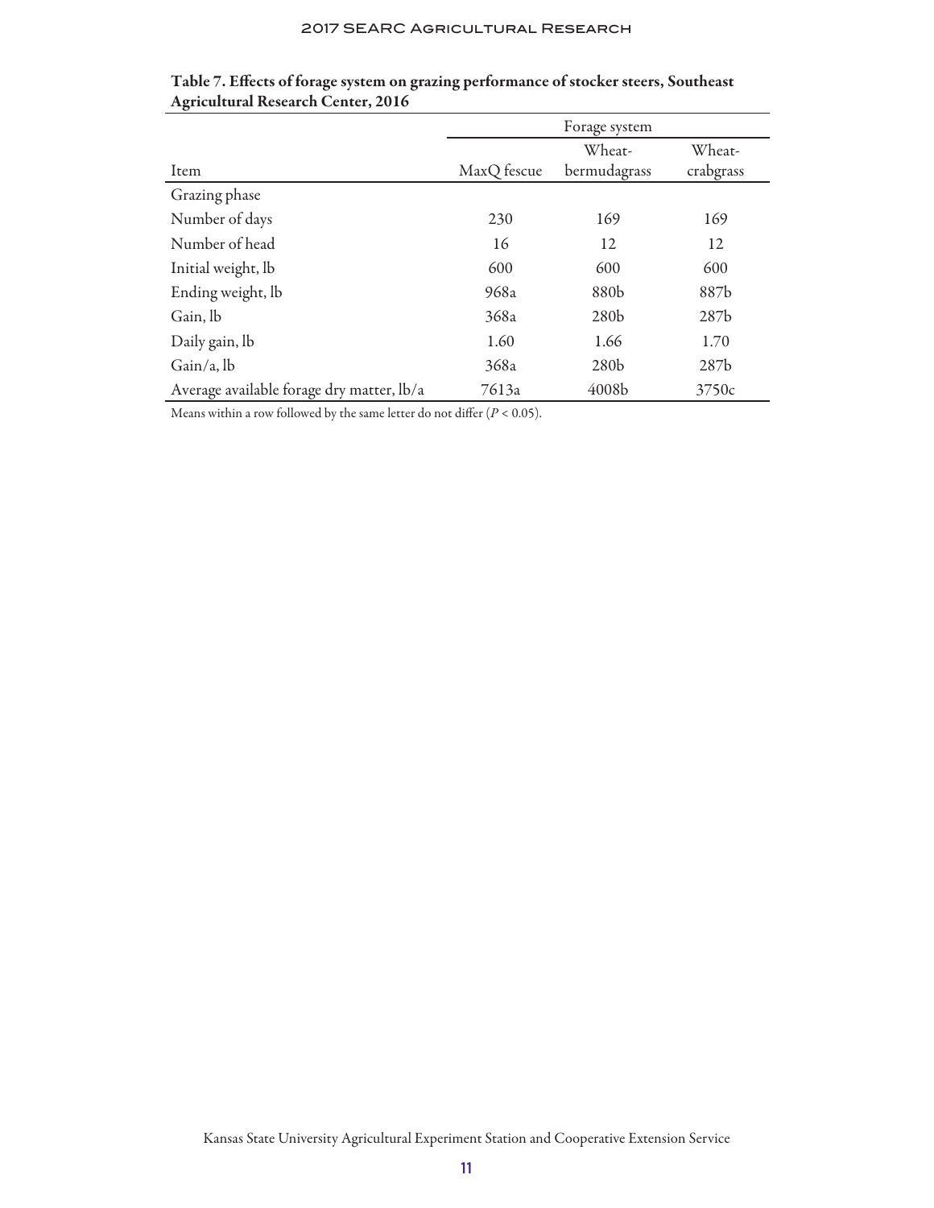**Table 7. Effects of forage system on grazing performance of stocker steers, Southeast Agricultural Research Center, 2016**

| | Forage system | | |
|---|---|---|---|
| Item | MaxQ fescue | Wheat-bermudagrass | Wheat-crabgrass |
| Grazing phase | | | |
| Number of days | 230 | 169 | 169 |
| Number of head | 16 | 12 | 12 |
| Initial weight, lb | 600 | 600 | 600 |
| Ending weight, lb | 968a | 880b | 887b |
| Gain, lb | 368a | 280b | 287b |
| Daily gain, lb | 1.60 | 1.66 | 1.70 |
| Gain/a, lb | 368a | 280b | 287b |
| Average available forage dry matter, lb/a | 7613a | 4008b | 3750c |

Means within a row followed by the same letter do not differ ($P < 0.05$).